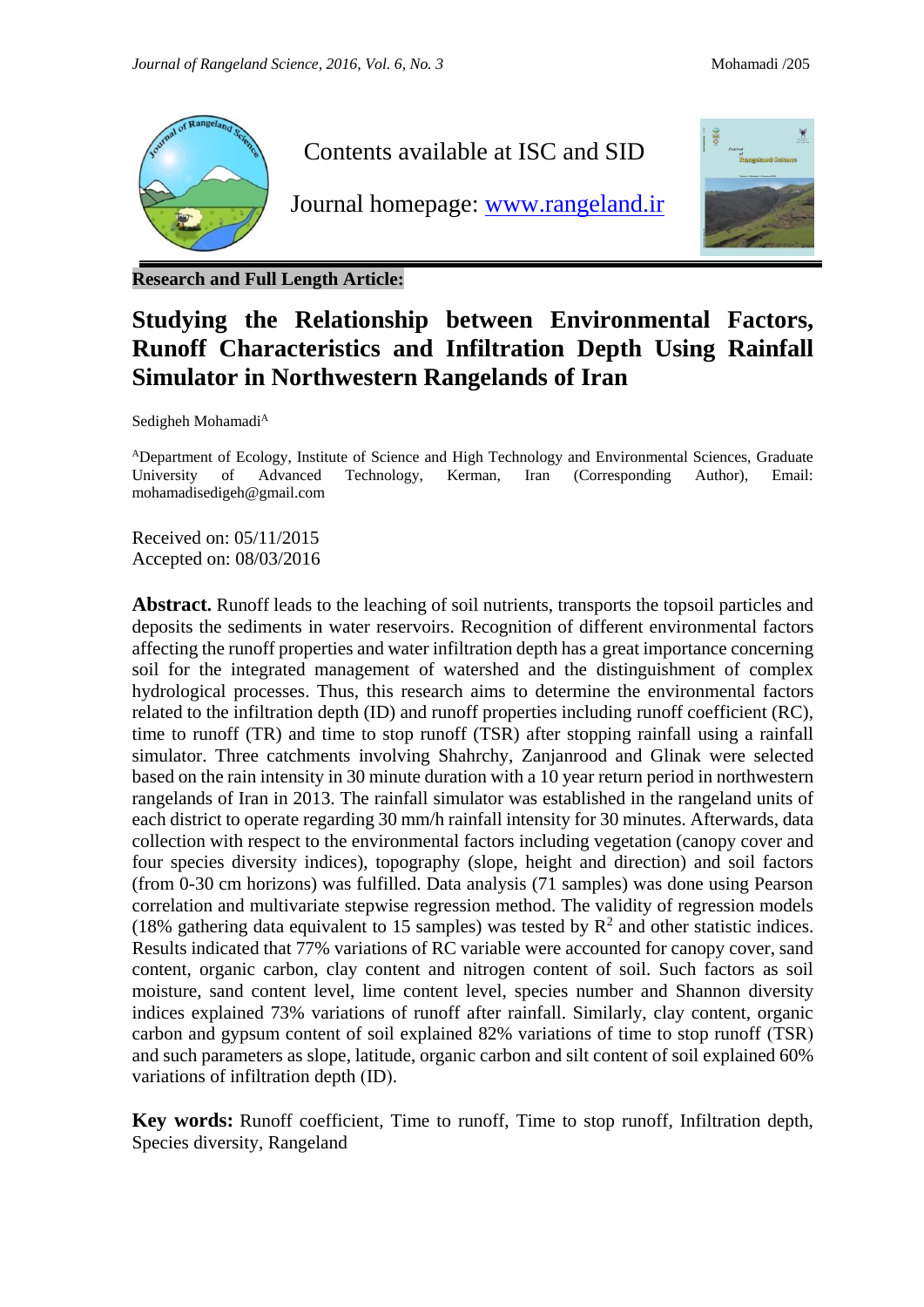Contents available at ISC and SID

Journal homepage: www.rangeland.ir

**Research and Full Length Article:**

# Studying the Relationship between Environmental Factors, Runoff Characteristics and Infiltration Depth Using Rainfall Simulator in Northwestern Rangelands of Iran

Sedigheh Mohamadi[A]

[A]Department of Ecology, Institute of Science and High Technology and Environmental Sciences, Graduate University of Advanced Technology, Kerman, Iran (Corresponding Author), Email: mohamadisedigeh@gmail.com

Received on: 05/11/2015
Accepted on: 08/03/2016

**Abstract.** Runoff leads to the leaching of soil nutrients, transports the topsoil particles and deposits the sediments in water reservoirs. Recognition of different environmental factors affecting the runoff properties and water infiltration depth has a great importance concerning soil for the integrated management of watershed and the distinguishment of complex hydrological processes. Thus, this research aims to determine the environmental factors related to the infiltration depth (ID) and runoff properties including runoff coefficient (RC), time to runoff (TR) and time to stop runoff (TSR) after stopping rainfall using a rainfall simulator. Three catchments involving Shahrchy, Zanjanrood and Glinak were selected based on the rain intensity in 30 minute duration with a 10 year return period in northwestern rangelands of Iran in 2013. The rainfall simulator was established in the rangeland units of each district to operate regarding 30 mm/h rainfall intensity for 30 minutes. Afterwards, data collection with respect to the environmental factors including vegetation (canopy cover and four species diversity indices), topography (slope, height and direction) and soil factors (from 0-30 cm horizons) was fulfilled. Data analysis (71 samples) was done using Pearson correlation and multivariate stepwise regression method. The validity of regression models (18% gathering data equivalent to 15 samples) was tested by $R^2$ and other statistic indices. Results indicated that 77% variations of RC variable were accounted for canopy cover, sand content, organic carbon, clay content and nitrogen content of soil. Such factors as soil moisture, sand content level, lime content level, species number and Shannon diversity indices explained 73% variations of runoff after rainfall. Similarly, clay content, organic carbon and gypsum content of soil explained 82% variations of time to stop runoff (TSR) and such parameters as slope, latitude, organic carbon and silt content of soil explained 60% variations of infiltration depth (ID).

**Key words:** Runoff coefficient, Time to runoff, Time to stop runoff, Infiltration depth, Species diversity, Rangeland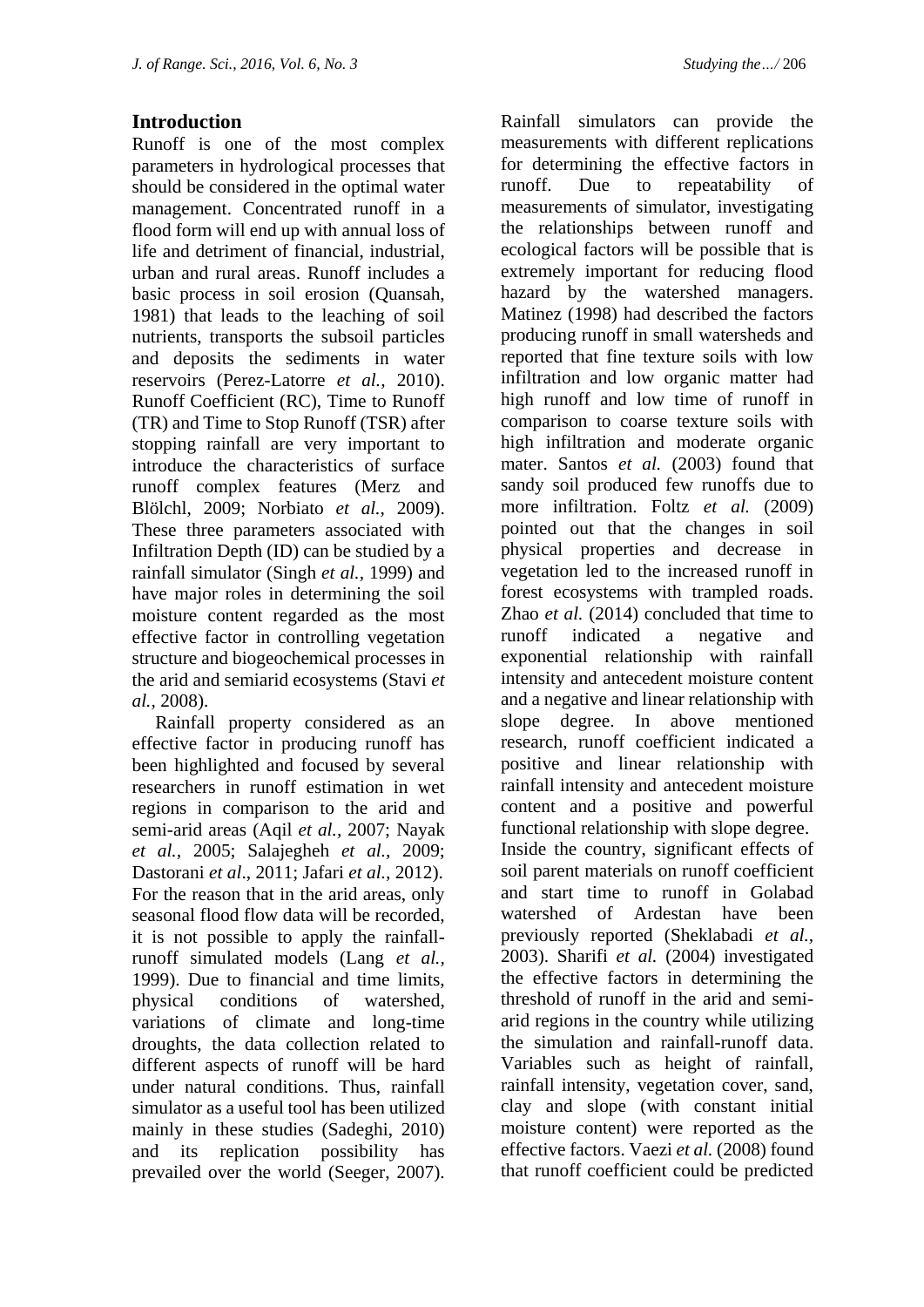## Introduction

Runoff is one of the most complex parameters in hydrological processes that should be considered in the optimal water management. Concentrated runoff in a flood form will end up with annual loss of life and detriment of financial, industrial, urban and rural areas. Runoff includes a basic process in soil erosion (Quansah, 1981) that leads to the leaching of soil nutrients, transports the subsoil particles and deposits the sediments in water reservoirs (Perez-Latorre *et al.,* 2010). Runoff Coefficient (RC), Time to Runoff (TR) and Time to Stop Runoff (TSR) after stopping rainfall are very important to introduce the characteristics of surface runoff complex features (Merz and Blölchl, 2009; Norbiato *et al.,* 2009). These three parameters associated with Infiltration Depth (ID) can be studied by a rainfall simulator (Singh *et al.,* 1999) and have major roles in determining the soil moisture content regarded as the most effective factor in controlling vegetation structure and biogeochemical processes in the arid and semiarid ecosystems (Stavi *et al.,* 2008).

Rainfall property considered as an effective factor in producing runoff has been highlighted and focused by several researchers in runoff estimation in wet regions in comparison to the arid and semi-arid areas (Aqil *et al.,* 2007; Nayak *et al.,* 2005; Salajegheh *et al.,* 2009; Dastorani *et al*., 2011; Jafari *et al.,* 2012). For the reason that in the arid areas, only seasonal flood flow data will be recorded, it is not possible to apply the rainfall-runoff simulated models (Lang *et al.,* 1999). Due to financial and time limits, physical conditions of watershed, variations of climate and long-time droughts, the data collection related to different aspects of runoff will be hard under natural conditions. Thus, rainfall simulator as a useful tool has been utilized mainly in these studies (Sadeghi, 2010) and its replication possibility has prevailed over the world (Seeger, 2007). Rainfall simulators can provide the measurements with different replications for determining the effective factors in runoff. Due to repeatability of measurements of simulator, investigating the relationships between runoff and ecological factors will be possible that is extremely important for reducing flood hazard by the watershed managers. Matinez (1998) had described the factors producing runoff in small watersheds and reported that fine texture soils with low infiltration and low organic matter had high runoff and low time of runoff in comparison to coarse texture soils with high infiltration and moderate organic mater. Santos *et al.* (2003) found that sandy soil produced few runoffs due to more infiltration. Foltz *et al.* (2009) pointed out that the changes in soil physical properties and decrease in vegetation led to the increased runoff in forest ecosystems with trampled roads. Zhao *et al.* (2014) concluded that time to runoff indicated a negative and exponential relationship with rainfall intensity and antecedent moisture content and a negative and linear relationship with slope degree. In above mentioned research, runoff coefficient indicated a positive and linear relationship with rainfall intensity and antecedent moisture content and a positive and powerful functional relationship with slope degree.

Inside the country, significant effects of soil parent materials on runoff coefficient and start time to runoff in Golabad watershed of Ardestan have been previously reported (Sheklabadi *et al.,* 2003). Sharifi *et al.* (2004) investigated the effective factors in determining the threshold of runoff in the arid and semi-arid regions in the country while utilizing the simulation and rainfall-runoff data. Variables such as height of rainfall, rainfall intensity, vegetation cover, sand, clay and slope (with constant initial moisture content) were reported as the effective factors. Vaezi *et al.* (2008) found that runoff coefficient could be predicted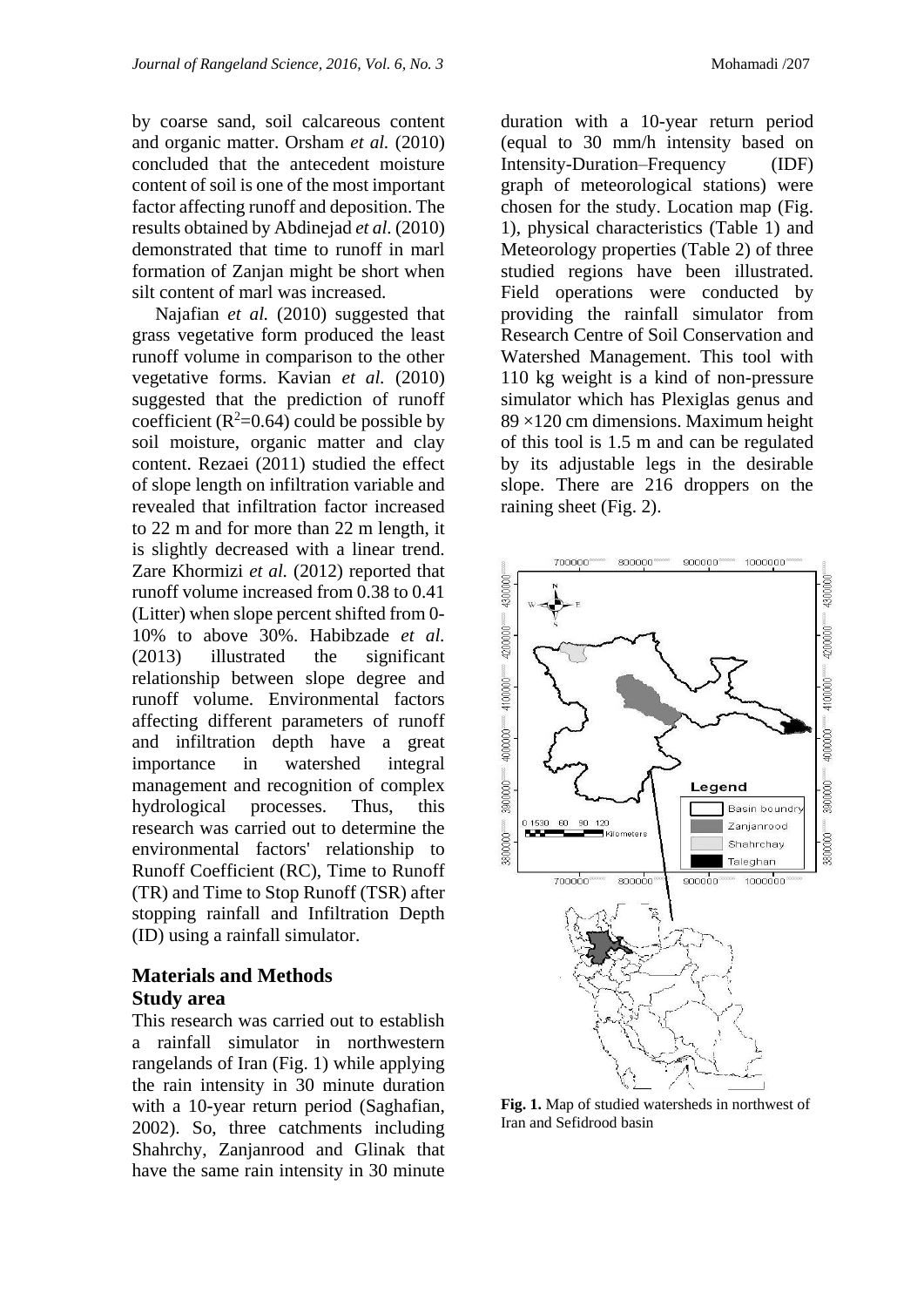by coarse sand, soil calcareous content and organic matter. Orsham *et al.* (2010) concluded that the antecedent moisture content of soil is one of the most important factor affecting runoff and deposition. The results obtained by Abdinejad *et al.* (2010) demonstrated that time to runoff in marl formation of Zanjan might be short when silt content of marl was increased.

Najafian *et al.* (2010) suggested that grass vegetative form produced the least runoff volume in comparison to the other vegetative forms. Kavian *et al.* (2010) suggested that the prediction of runoff coefficient ($R^2$=0.64) could be possible by soil moisture, organic matter and clay content. Rezaei (2011) studied the effect of slope length on infiltration variable and revealed that infiltration factor increased to 22 m and for more than 22 m length, it is slightly decreased with a linear trend. Zare Khormizi *et al.* (2012) reported that runoff volume increased from 0.38 to 0.41 (Litter) when slope percent shifted from 0-10% to above 30%. Habibzade *et al.* (2013) illustrated the significant relationship between slope degree and runoff volume. Environmental factors affecting different parameters of runoff and infiltration depth have a great importance in watershed integral management and recognition of complex hydrological processes. Thus, this research was carried out to determine the environmental factors' relationship to Runoff Coefficient (RC), Time to Runoff (TR) and Time to Stop Runoff (TSR) after stopping rainfall and Infiltration Depth (ID) using a rainfall simulator.

## Materials and Methods

### Study area

This research was carried out to establish a rainfall simulator in northwestern rangelands of Iran (Fig. 1) while applying the rain intensity in 30 minute duration with a 10-year return period (Saghafian, 2002). So, three catchments including Shahrchy, Zanjanrood and Glinak that have the same rain intensity in 30 minute duration with a 10-year return period (equal to 30 mm/h intensity based on Intensity-Duration–Frequency (IDF) graph of meteorological stations) were chosen for the study. Location map (Fig. 1), physical characteristics (Table 1) and Meteorology properties (Table 2) of three studied regions have been illustrated. Field operations were conducted by providing the rainfall simulator from Research Centre of Soil Conservation and Watershed Management. This tool with 110 kg weight is a kind of non-pressure simulator which has Plexiglas genus and 89 ×120 cm dimensions. Maximum height of this tool is 1.5 m and can be regulated by its adjustable legs in the desirable slope. There are 216 droppers on the raining sheet (Fig. 2).

700000 800000 900000 1000000

4300000 4200000 4100000 4000000 3900000 3800000

N W E S

Legend
Basin boundry
Zanjanrood
Shahrchay
Taleghan

0 15 30 60 90 120 Kilometers

**Fig. 1.** Map of studied watersheds in northwest of Iran and Sefidrood basin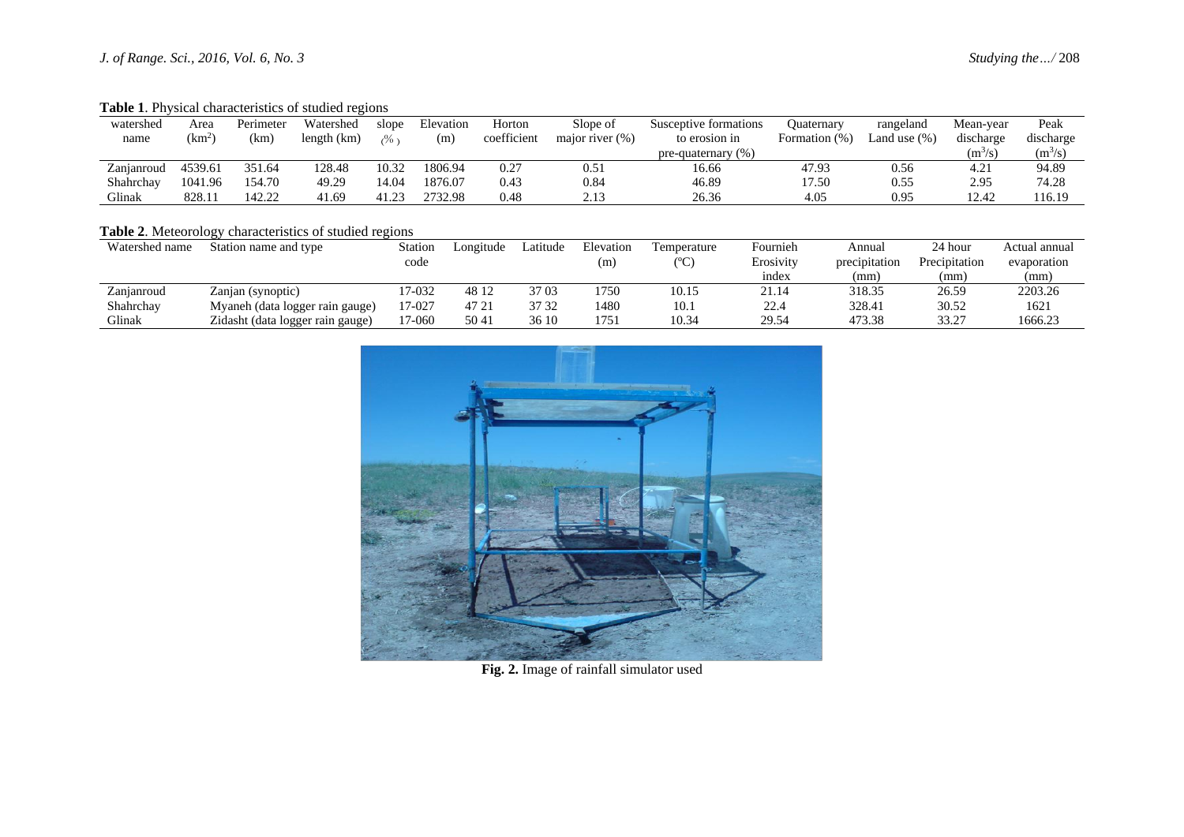**Table 1**. Physical characteristics of studied regions

| watershed name | Area (km$^2$) | Perimeter (km) | Watershed length (km) | slope (%) | Elevation (m) | Horton coefficient | Slope of major river (%) | Susceptive formations to erosion in pre-quaternary (%) | Quaternary Formation (%) | rangeland Land use (%) | Mean-year discharge (m$^3$/s) | Peak discharge (m$^3$/s) |
|---|---|---|---|---|---|---|---|---|---|---|---|---|
| Zanjanroud | 4539.61 | 351.64 | 128.48 | 10.32 | 1806.94 | 0.27 | 0.51 | 16.66 | 47.93 | 0.56 | 4.21 | 94.89 |
| Shahrchay | 1041.96 | 154.70 | 49.29 | 14.04 | 1876.07 | 0.43 | 0.84 | 46.89 | 17.50 | 0.55 | 2.95 | 74.28 |
| Glinak | 828.11 | 142.22 | 41.69 | 41.23 | 2732.98 | 0.48 | 2.13 | 26.36 | 4.05 | 0.95 | 12.42 | 116.19 |

**Table 2**. Meteorology characteristics of studied regions

| Watershed name | Station name and type | Station code | Longitude | Latitude | Elevation (m) | Temperature (ºC) | Fournieh Erosivity index | Annual precipitation (mm) | 24 hour Precipitation (mm) | Actual annual evaporation (mm) |
|---|---|---|---|---|---|---|---|---|---|---|
| Zanjanroud | Zanjan (synoptic) | 17-032 | 48 12 | 37 03 | 1750 | 10.15 | 21.14 | 318.35 | 26.59 | 2203.26 |
| Shahrchay | Myaneh (data logger rain gauge) | 17-027 | 47 21 | 37 32 | 1480 | 10.1 | 22.4 | 328.41 | 30.52 | 1621 |
| Glinak | Zidasht (data logger rain gauge) | 17-060 | 50 41 | 36 10 | 1751 | 10.34 | 29.54 | 473.38 | 33.27 | 1666.23 |

**Fig. 2.** Image of rainfall simulator used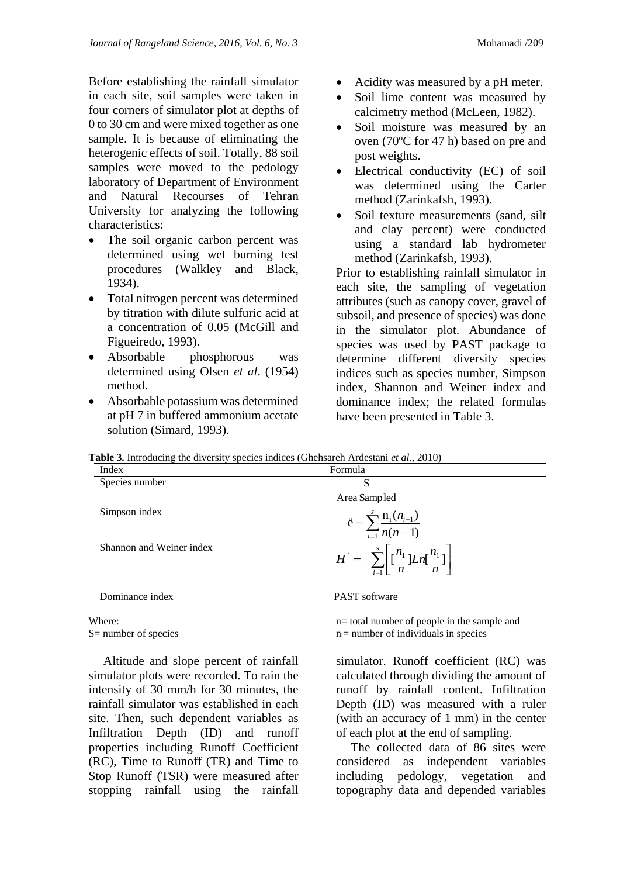Before establishing the rainfall simulator in each site, soil samples were taken in four corners of simulator plot at depths of 0 to 30 cm and were mixed together as one sample. It is because of eliminating the heterogenic effects of soil. Totally, 88 soil samples were moved to the pedology laboratory of Department of Environment and Natural Recourses of Tehran University for analyzing the following characteristics:

- The soil organic carbon percent was determined using wet burning test procedures (Walkley and Black, 1934).
- Total nitrogen percent was determined by titration with dilute sulfuric acid at a concentration of 0.05 (McGill and Figueiredo, 1993).
- Absorbable phosphorous was determined using Olsen *et al*. (1954) method.
- Absorbable potassium was determined at pH 7 in buffered ammonium acetate solution (Simard, 1993).
- Acidity was measured by a pH meter.
- Soil lime content was measured by calcimetry method (McLeen, 1982).
- Soil moisture was measured by an oven (70ºC for 47 h) based on pre and post weights.
- Electrical conductivity (EC) of soil was determined using the Carter method (Zarinkafsh, 1993).
- Soil texture measurements (sand, silt and clay percent) were conducted using a standard lab hydrometer method (Zarinkafsh, 1993).

Prior to establishing rainfall simulator in each site, the sampling of vegetation attributes (such as canopy cover, gravel of subsoil, and presence of species) was done in the simulator plot. Abundance of species was used by PAST package to determine different diversity species indices such as species number, Simpson index, Shannon and Weiner index and dominance index; the related formulas have been presented in Table 3.

**Table 3.** Introducing the diversity species indices (Ghehsareh Ardestani *et al*., 2010)

| Index | Formula |
|---|---|
| Species number | $\frac{S}{\text{Area Sampled}}$ |
| Simpson index | $ë = \sum_{i=1}^{s} \frac{n_i(n_{i-1})}{n(n-1)}$ |
| Shannon and Weiner index | $H' = -\sum_{i=1}^{s} \left[ [\frac{n_1}{n}] Ln[\frac{n_1}{n}] \right]$ |
| Dominance index | PAST software |

Where:
S= number of species
n= total number of people in the sample and
$n_i$= number of individuals in species

Altitude and slope percent of rainfall simulator plots were recorded. To rain the intensity of 30 mm/h for 30 minutes, the rainfall simulator was established in each site. Then, such dependent variables as Infiltration Depth (ID) and runoff properties including Runoff Coefficient (RC), Time to Runoff (TR) and Time to Stop Runoff (TSR) were measured after stopping rainfall using the rainfall simulator. Runoff coefficient (RC) was calculated through dividing the amount of runoff by rainfall content. Infiltration Depth (ID) was measured with a ruler (with an accuracy of 1 mm) in the center of each plot at the end of sampling.

The collected data of 86 sites were considered as independent variables including pedology, vegetation and topography data and depended variables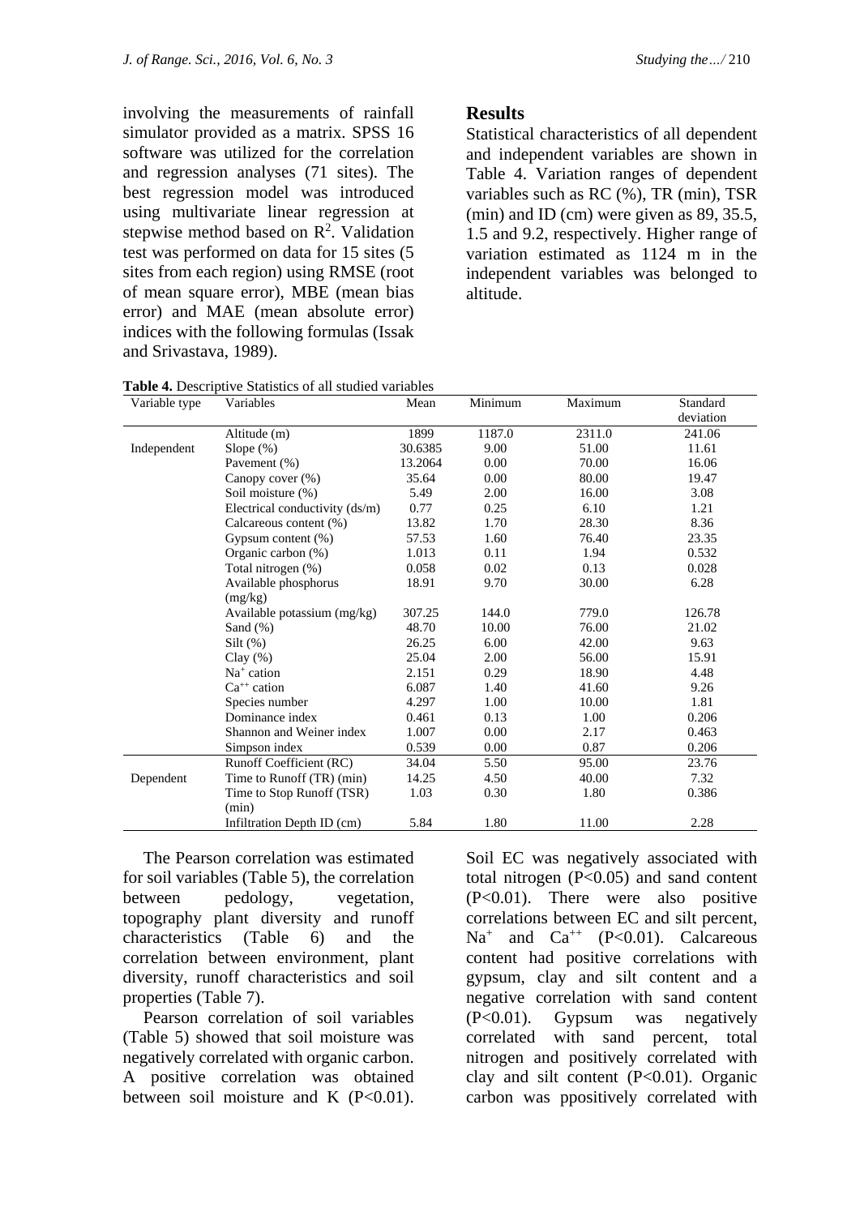involving the measurements of rainfall simulator provided as a matrix. SPSS 16 software was utilized for the correlation and regression analyses (71 sites). The best regression model was introduced using multivariate linear regression at stepwise method based on $R^2$. Validation test was performed on data for 15 sites (5 sites from each region) using RMSE (root of mean square error), MBE (mean bias error) and MAE (mean absolute error) indices with the following formulas (Issak and Srivastava, 1989).

## Results

Statistical characteristics of all dependent and independent variables are shown in Table 4. Variation ranges of dependent variables such as RC (%), TR (min), TSR (min) and ID (cm) were given as 89, 35.5, 1.5 and 9.2, respectively. Higher range of variation estimated as 1124 m in the independent variables was belonged to altitude.

**Table 4.** Descriptive Statistics of all studied variables

| Variable type | Variables | Mean | Minimum | Maximum | Standard deviation |
|---|---|---|---|---|---|
| Independent | Altitude (m) | 1899 | 1187.0 | 2311.0 | 241.06 |
| | Slope (%) | 30.6385 | 9.00 | 51.00 | 11.61 |
| | Pavement (%) | 13.2064 | 0.00 | 70.00 | 16.06 |
| | Canopy cover (%) | 35.64 | 0.00 | 80.00 | 19.47 |
| | Soil moisture (%) | 5.49 | 2.00 | 16.00 | 3.08 |
| | Electrical conductivity (ds/m) | 0.77 | 0.25 | 6.10 | 1.21 |
| | Calcareous content (%) | 13.82 | 1.70 | 28.30 | 8.36 |
| | Gypsum content (%) | 57.53 | 1.60 | 76.40 | 23.35 |
| | Organic carbon (%) | 1.013 | 0.11 | 1.94 | 0.532 |
| | Total nitrogen (%) | 0.058 | 0.02 | 0.13 | 0.028 |
| | Available phosphorus (mg/kg) | 18.91 | 9.70 | 30.00 | 6.28 |
| | Available potassium (mg/kg) | 307.25 | 144.0 | 779.0 | 126.78 |
| | Sand (%) | 48.70 | 10.00 | 76.00 | 21.02 |
| | Silt (%) | 26.25 | 6.00 | 42.00 | 9.63 |
| | Clay (%) | 25.04 | 2.00 | 56.00 | 15.91 |
| | $Na^+$ cation | 2.151 | 0.29 | 18.90 | 4.48 |
| | $Ca^{++}$ cation | 6.087 | 1.40 | 41.60 | 9.26 |
| | Species number | 4.297 | 1.00 | 10.00 | 1.81 |
| | Dominance index | 0.461 | 0.13 | 1.00 | 0.206 |
| | Shannon and Weiner index | 1.007 | 0.00 | 2.17 | 0.463 |
| | Simpson index | 0.539 | 0.00 | 0.87 | 0.206 |
| Dependent | Runoff Coefficient (RC) | 34.04 | 5.50 | 95.00 | 23.76 |
| | Time to Runoff (TR) (min) | 14.25 | 4.50 | 40.00 | 7.32 |
| | Time to Stop Runoff (TSR) (min) | 1.03 | 0.30 | 1.80 | 0.386 |
| | Infiltration Depth ID (cm) | 5.84 | 1.80 | 11.00 | 2.28 |

The Pearson correlation was estimated for soil variables (Table 5), the correlation between pedology, vegetation, topography plant diversity and runoff characteristics (Table 6) and the correlation between environment, plant diversity, runoff characteristics and soil properties (Table 7).

Pearson correlation of soil variables (Table 5) showed that soil moisture was negatively correlated with organic carbon. A positive correlation was obtained between soil moisture and K ($P<0.01$). Soil EC was negatively associated with total nitrogen ($P<0.05$) and sand content ($P<0.01$). There were also positive correlations between EC and silt percent, $Na^+$ and $Ca^{++}$ ($P<0.01$). Calcareous content had positive correlations with gypsum, clay and silt content and a negative correlation with sand content ($P<0.01$). Gypsum was negatively correlated with sand percent, total nitrogen and positively correlated with clay and silt content ($P<0.01$). Organic carbon was ppositively correlated with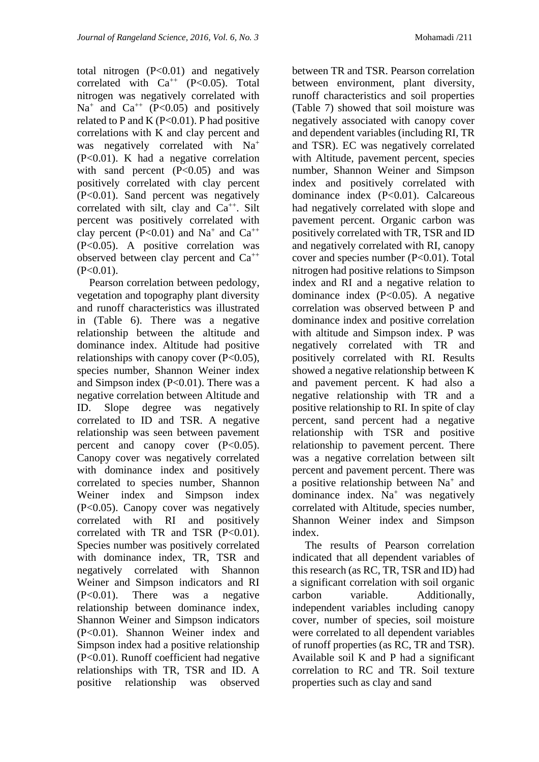total nitrogen ($P<0.01$) and negatively correlated with $Ca^{++}$ ($P<0.05$). Total nitrogen was negatively correlated with $Na^{+}$ and $Ca^{++}$ ($P<0.05$) and positively related to P and K ($P<0.01$). P had positive correlations with K and clay percent and was negatively correlated with $Na^{+}$ ($P<0.01$). K had a negative correlation with sand percent ($P<0.05$) and was positively correlated with clay percent ($P<0.01$). Sand percent was negatively correlated with silt, clay and $Ca^{++}$. Silt percent was positively correlated with clay percent ($P<0.01$) and $Na^{+}$ and $Ca^{++}$ ($P<0.05$). A positive correlation was observed between clay percent and $Ca^{++}$ ($P<0.01$).

Pearson correlation between pedology, vegetation and topography plant diversity and runoff characteristics was illustrated in (Table 6). There was a negative relationship between the altitude and dominance index. Altitude had positive relationships with canopy cover ($P<0.05$), species number, Shannon Weiner index and Simpson index ($P<0.01$). There was a negative correlation between Altitude and ID. Slope degree was negatively correlated to ID and TSR. A negative relationship was seen between pavement percent and canopy cover ($P<0.05$). Canopy cover was negatively correlated with dominance index and positively correlated to species number, Shannon Weiner index and Simpson index ($P<0.05$). Canopy cover was negatively correlated with RI and positively correlated with TR and TSR ($P<0.01$). Species number was positively correlated with dominance index, TR, TSR and negatively correlated with Shannon Weiner and Simpson indicators and RI ($P<0.01$). There was a negative relationship between dominance index, Shannon Weiner and Simpson indicators ($P<0.01$). Shannon Weiner index and Simpson index had a positive relationship ($P<0.01$). Runoff coefficient had negative relationships with TR, TSR and ID. A positive relationship was observed between TR and TSR. Pearson correlation between environment, plant diversity, runoff characteristics and soil properties (Table 7) showed that soil moisture was negatively associated with canopy cover and dependent variables (including RI, TR and TSR). EC was negatively correlated with Altitude, pavement percent, species number, Shannon Weiner and Simpson index and positively correlated with dominance index ($P<0.01$). Calcareous had negatively correlated with slope and pavement percent. Organic carbon was positively correlated with TR, TSR and ID and negatively correlated with RI, canopy cover and species number ($P<0.01$). Total nitrogen had positive relations to Simpson index and RI and a negative relation to dominance index ($P<0.05$). A negative correlation was observed between P and dominance index and positive correlation with altitude and Simpson index. P was negatively correlated with TR and positively correlated with RI. Results showed a negative relationship between K and pavement percent. K had also a negative relationship with TR and a positive relationship to RI. In spite of clay percent, sand percent had a negative relationship with TSR and positive relationship to pavement percent. There was a negative correlation between silt percent and pavement percent. There was a positive relationship between $Na^{+}$ and dominance index. $Na^{+}$ was negatively correlated with Altitude, species number, Shannon Weiner index and Simpson index.

The results of Pearson correlation indicated that all dependent variables of this research (as RC, TR, TSR and ID) had a significant correlation with soil organic carbon variable. Additionally, independent variables including canopy cover, number of species, soil moisture were correlated to all dependent variables of runoff properties (as RC, TR and TSR). Available soil K and P had a significant correlation to RC and TR. Soil texture properties such as clay and sand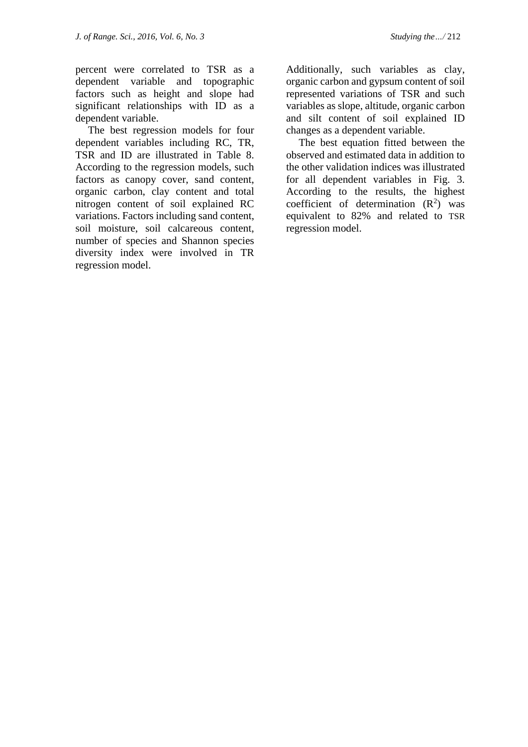percent were correlated to TSR as a dependent variable and topographic factors such as height and slope had significant relationships with ID as a dependent variable.

The best regression models for four dependent variables including RC, TR, TSR and ID are illustrated in Table 8. According to the regression models, such factors as canopy cover, sand content, organic carbon, clay content and total nitrogen content of soil explained RC variations. Factors including sand content, soil moisture, soil calcareous content, number of species and Shannon species diversity index were involved in TR regression model. Additionally, such variables as clay, organic carbon and gypsum content of soil represented variations of TSR and such variables as slope, altitude, organic carbon and silt content of soil explained ID changes as a dependent variable.

The best equation fitted between the observed and estimated data in addition to the other validation indices was illustrated for all dependent variables in Fig. 3. According to the results, the highest coefficient of determination ($R^2$) was equivalent to 82% and related to TSR regression model.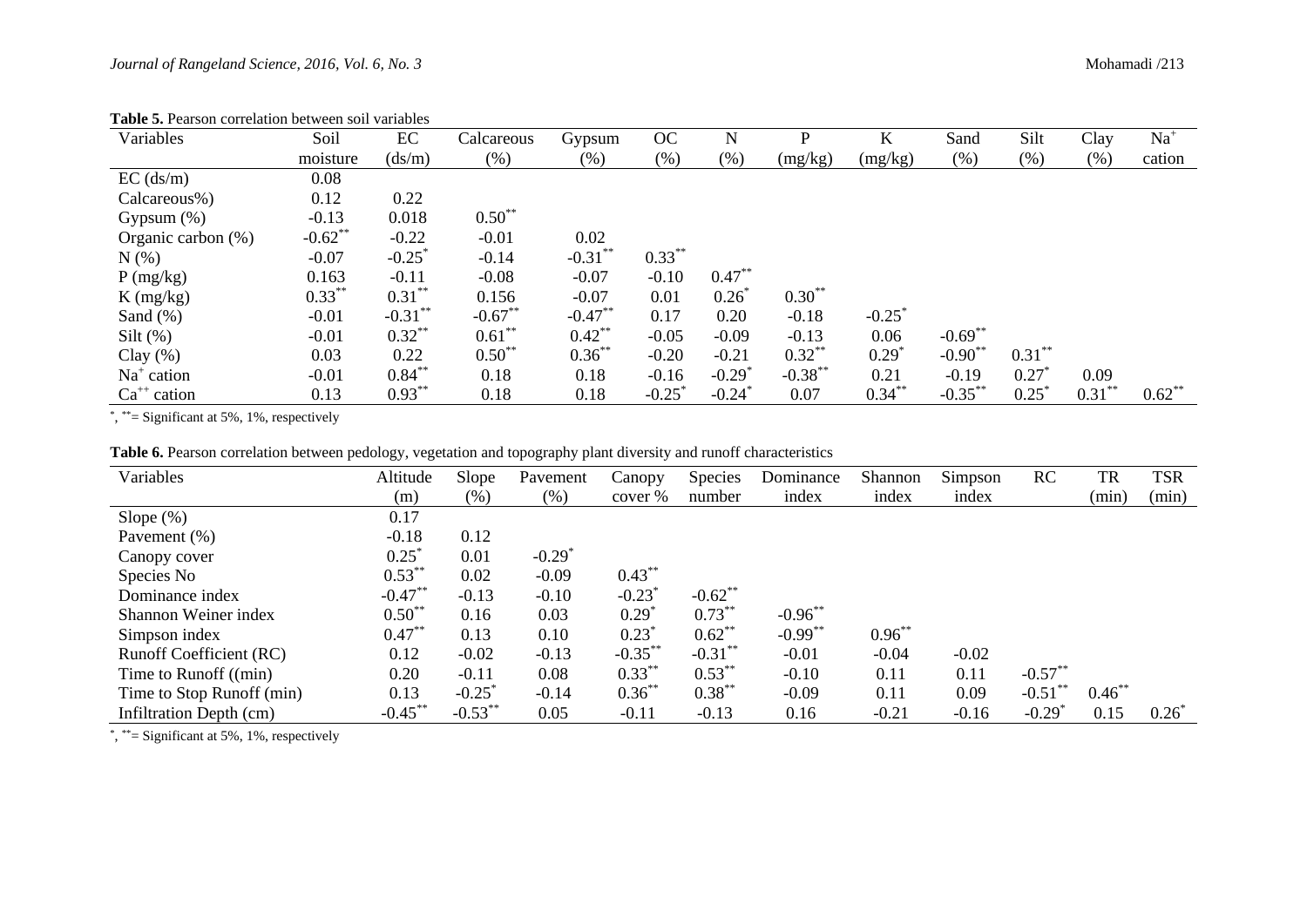**Table 5.** Pearson correlation between soil variables

| Variables | Soil moisture | EC (ds/m) | Calcareous (%) | Gypsum (%) | OC (%) | N (%) | P (mg/kg) | K (mg/kg) | Sand (%) | Silt (%) | Clay (%) | $Na^{+}$ cation |
|---|---|---|---|---|---|---|---|---|---|---|---|---|
| EC (ds/m) | 0.08 | | | | | | | | | | | |
| Calcareous%) | 0.12 | 0.22 | | | | | | | | | | |
| Gypsum (%) | -0.13 | 0.018 | $0.50^{**}$ | | | | | | | | | |
| Organic carbon (%) | $-0.62^{**}$ | -0.22 | -0.01 | 0.02 | | | | | | | | |
| N (%) | -0.07 | $-0.25^{*}$ | -0.14 | $-0.31^{**}$ | $0.33^{**}$ | | | | | | | |
| P (mg/kg) | 0.163 | -0.11 | -0.08 | -0.07 | -0.10 | $0.47^{**}$ | | | | | | |
| K (mg/kg) | $0.33^{**}$ | $0.31^{**}$ | 0.156 | -0.07 | 0.01 | $0.26^{*}$ | $0.30^{**}$ | | | | | |
| Sand (%) | -0.01 | $-0.31^{**}$ | $-0.67^{**}$ | $-0.47^{**}$ | 0.17 | 0.20 | -0.18 | $-0.25^{*}$ | | | | |
| Silt (%) | -0.01 | $0.32^{**}$ | $0.61^{**}$ | $0.42^{**}$ | -0.05 | -0.09 | -0.13 | 0.06 | $-0.69^{**}$ | | | |
| Clay (%) | 0.03 | 0.22 | $0.50^{**}$ | $0.36^{**}$ | -0.20 | -0.21 | $0.32^{**}$ | $0.29^{*}$ | $-0.90^{**}$ | $0.31^{**}$ | | |
| $Na^{+}$ cation | -0.01 | $0.84^{**}$ | 0.18 | 0.18 | -0.16 | $-0.29^{*}$ | $-0.38^{**}$ | 0.21 | -0.19 | $0.27^{*}$ | 0.09 | |
| $Ca^{++}$ cation | 0.13 | $0.93^{**}$ | 0.18 | 0.18 | $-0.25^{*}$ | $-0.24^{*}$ | 0.07 | $0.34^{**}$ | $-0.35^{**}$ | $0.25^{*}$ | $0.31^{**}$ | $0.62^{**}$ |

*, **= Significant at 5%, 1%, respectively

**Table 6.** Pearson correlation between pedology, vegetation and topography plant diversity and runoff characteristics

| Variables | Altitude (m) | Slope (%) | Pavement (%) | Canopy cover % | Species number | Dominance index | Shannon index | Simpson index | RC | TR (min) | TSR (min) |
|---|---|---|---|---|---|---|---|---|---|---|---|
| Slope (%) | 0.17 | | | | | | | | | | |
| Pavement (%) | -0.18 | 0.12 | | | | | | | | | |
| Canopy cover | $0.25^{*}$ | 0.01 | $-0.29^{*}$ | | | | | | | | |
| Species No | $0.53^{**}$ | 0.02 | -0.09 | $0.43^{**}$ | | | | | | | |
| Dominance index | $-0.47^{**}$ | -0.13 | -0.10 | $-0.23^{*}$ | $-0.62^{**}$ | | | | | | |
| Shannon Weiner index | $0.50^{**}$ | 0.16 | 0.03 | $0.29^{*}$ | $0.73^{**}$ | $-0.96^{**}$ | | | | | |
| Simpson index | $0.47^{**}$ | 0.13 | 0.10 | $0.23^{*}$ | $0.62^{**}$ | $-0.99^{**}$ | $0.96^{**}$ | | | | |
| Runoff Coefficient (RC) | 0.12 | -0.02 | -0.13 | $-0.35^{**}$ | $-0.31^{**}$ | -0.01 | -0.04 | -0.02 | | | |
| Time to Runoff ((min) | 0.20 | -0.11 | 0.08 | $0.33^{**}$ | $0.53^{**}$ | -0.10 | 0.11 | 0.11 | $-0.57^{**}$ | | |
| Time to Stop Runoff (min) | 0.13 | $-0.25^{*}$ | -0.14 | $0.36^{**}$ | $0.38^{**}$ | -0.09 | 0.11 | 0.09 | $-0.51^{**}$ | $0.46^{**}$ | |
| Infiltration Depth (cm) | $-0.45^{**}$ | $-0.53^{**}$ | 0.05 | -0.11 | -0.13 | 0.16 | -0.21 | -0.16 | $-0.29^{*}$ | 0.15 | $0.26^{*}$ |

*, **= Significant at 5%, 1%, respectively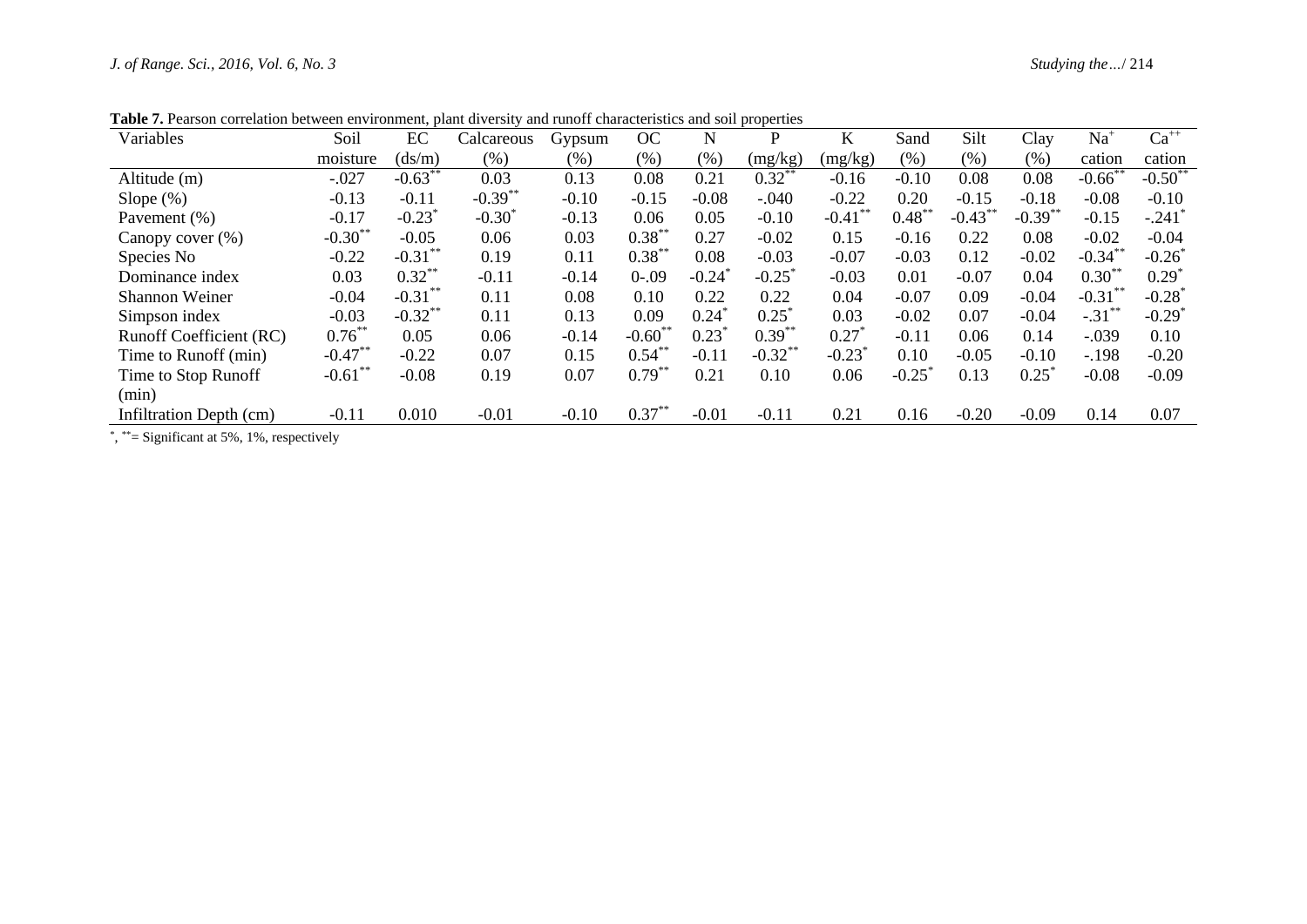**Table 7.** Pearson correlation between environment, plant diversity and runoff characteristics and soil properties

| Variables | Soil moisture | EC (ds/m) | Calcareous (%) | Gypsum (%) | OC (%) | N (%) | P (mg/kg) | K (mg/kg) | Sand (%) | Silt (%) | Clay (%) | $Na^{+}$ cation | $Ca^{++}$ cation |
|---|---|---|---|---|---|---|---|---|---|---|---|---|---|
| Altitude (m) | -.027 | -0.63** | 0.03 | 0.13 | 0.08 | 0.21 | 0.32** | -0.16 | -0.10 | 0.08 | 0.08 | -0.66** | -0.50** |
| Slope (%) | -0.13 | -0.11 | -0.39** | -0.10 | -0.15 | -0.08 | -.040 | -0.22 | 0.20 | -0.15 | -0.18 | -0.08 | -0.10 |
| Pavement (%) | -0.17 | -0.23* | -0.30* | -0.13 | 0.06 | 0.05 | -0.10 | -0.41** | 0.48** | -0.43** | -0.39** | -0.15 | -.241* |
| Canopy cover (%) | -0.30** | -0.05 | 0.06 | 0.03 | 0.38** | 0.27 | -0.02 | 0.15 | -0.16 | 0.22 | 0.08 | -0.02 | -0.04 |
| Species No | -0.22 | -0.31** | 0.19 | 0.11 | 0.38** | 0.08 | -0.03 | -0.07 | -0.03 | 0.12 | -0.02 | -0.34** | -0.26* |
| Dominance index | 0.03 | 0.32** | -0.11 | -0.14 | 0-.09 | -0.24* | -0.25* | -0.03 | 0.01 | -0.07 | 0.04 | 0.30** | 0.29* |
| Shannon Weiner | -0.04 | -0.31** | 0.11 | 0.08 | 0.10 | 0.22 | 0.22 | 0.04 | -0.07 | 0.09 | -0.04 | -0.31** | -0.28* |
| Simpson index | -0.03 | -0.32** | 0.11 | 0.13 | 0.09 | 0.24* | 0.25* | 0.03 | -0.02 | 0.07 | -0.04 | -.31** | -0.29* |
| Runoff Coefficient (RC) | 0.76** | 0.05 | 0.06 | -0.14 | -0.60** | 0.23* | 0.39** | 0.27* | -0.11 | 0.06 | 0.14 | -.039 | 0.10 |
| Time to Runoff (min) | -0.47** | -0.22 | 0.07 | 0.15 | 0.54** | -0.11 | -0.32** | -0.23* | 0.10 | -0.05 | -0.10 | -.198 | -0.20 |
| Time to Stop Runoff (min) | -0.61** | -0.08 | 0.19 | 0.07 | 0.79** | 0.21 | 0.10 | 0.06 | -0.25* | 0.13 | 0.25* | -0.08 | -0.09 |
| Infiltration Depth (cm) | -0.11 | 0.010 | -0.01 | -0.10 | 0.37** | -0.01 | -0.11 | 0.21 | 0.16 | -0.20 | -0.09 | 0.14 | 0.07 |

*, ** = Significant at 5%, 1%, respectively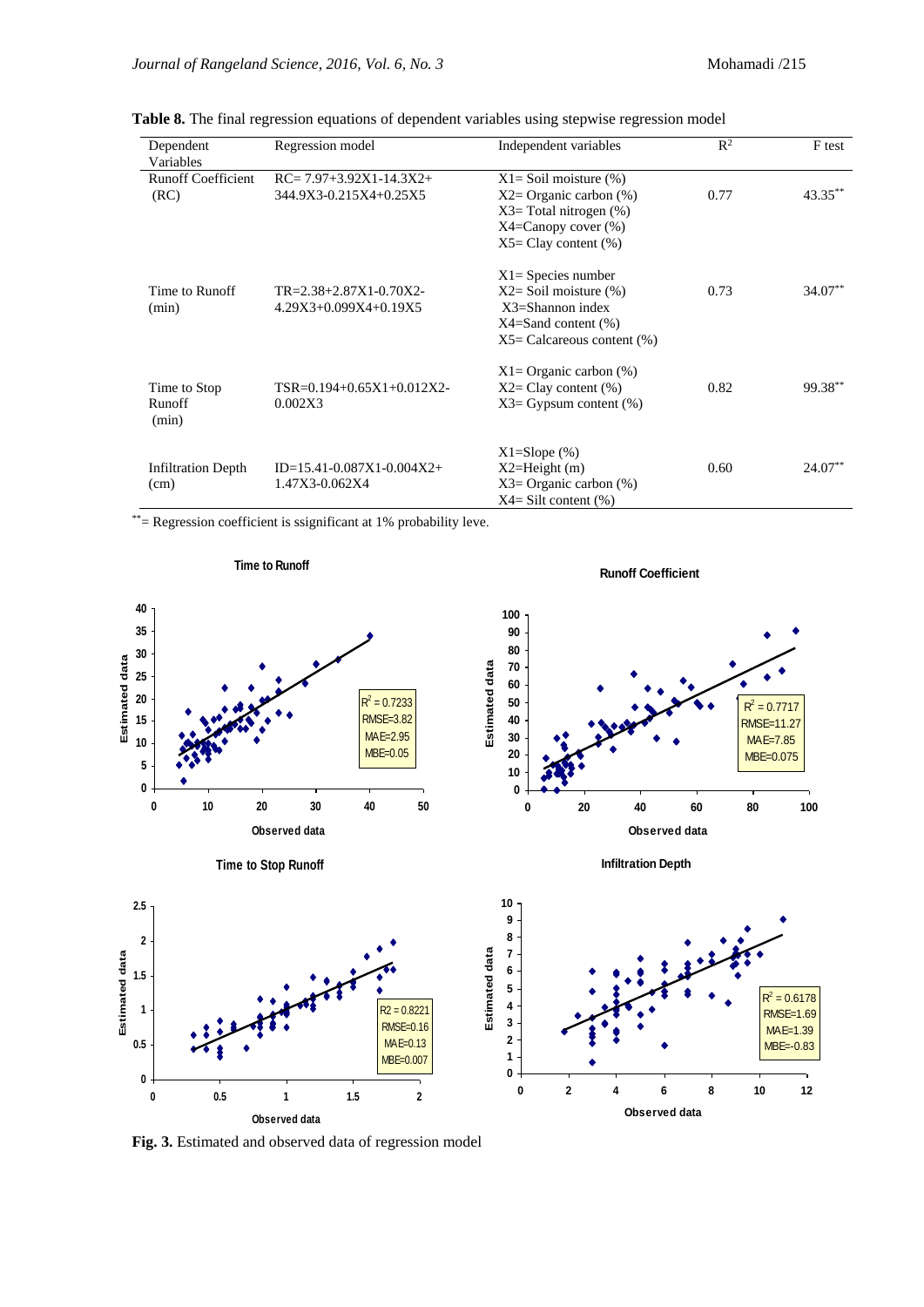**Table 8.** The final regression equations of dependent variables using stepwise regression model

| Dependent Variables | Regression model | Independent variables | $R^2$ | F test |
|---|---|---|---|---|
| Runoff Coefficient (RC) | RC= 7.97+3.92X1-14.3X2+ 344.9X3-0.215X4+0.25X5 | X1= Soil moisture (%)<br>X2= Organic carbon (%)<br>X3= Total nitrogen (%)<br>X4=Canopy cover (%)<br>X5= Clay content (%) | 0.77 | 43.35** |
| Time to Runoff (min) | TR=2.38+2.87X1-0.70X2- 4.29X3+0.099X4+0.19X5 | X1= Species number<br>X2= Soil moisture (%)<br>X3=Shannon index<br>X4=Sand content (%)<br>X5= Calcareous content (%) | 0.73 | 34.07** |
| Time to Stop Runoff (min) | TSR=0.194+0.65X1+0.012X2- 0.002X3 | X1= Organic carbon (%)<br>X2= Clay content (%)<br>X3= Gypsum content (%) | 0.82 | 99.38** |
| Infiltration Depth (cm) | ID=15.41-0.087X1-0.004X2+ 1.47X3-0.062X4 | X1=Slope (%)<br>X2=Height (m)<br>X3= Organic carbon (%)<br>X4= Silt content (%) | 0.60 | 24.07** |

**= Regression coefficient is ssignificant at 1% probability leve.

Time to Runoff

Estimated data

Observed data

$R^2$ = 0.7233
RMSE=3.82
MAE=2.95
MBE=0.05

Runoff Coefficient

Estimated data

Observed data

$R^2$ = 0.7717
RMSE=11.27
MAE=7.85
MBE=0.075

Time to Stop Runoff

Estimated data

Observed data

R2 = 0.8221
RMSE=0.16
MAE=0.13
MBE=0.007

Infiltration Depth

Estimated data

Observed data

$R^2$ = 0.6178
RMSE=1.69
MAE=1.39
MBE=-0.83

**Fig. 3.** Estimated and observed data of regression model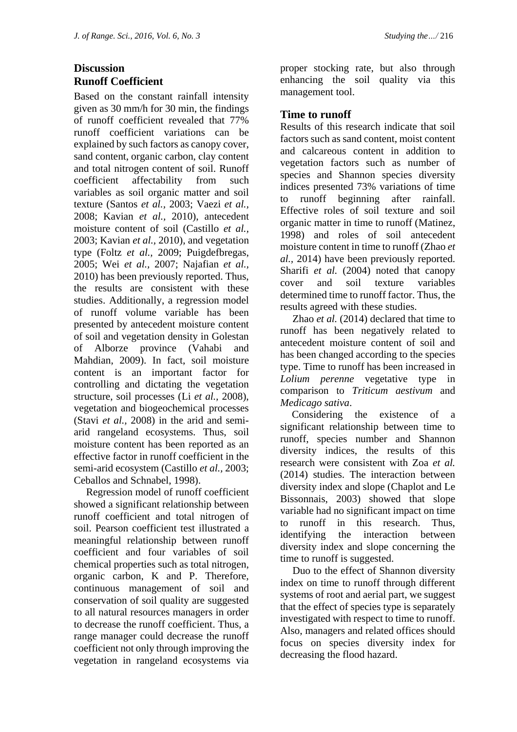## Discussion

### Runoff Coefficient

Based on the constant rainfall intensity given as 30 mm/h for 30 min, the findings of runoff coefficient revealed that 77% runoff coefficient variations can be explained by such factors as canopy cover, sand content, organic carbon, clay content and total nitrogen content of soil. Runoff coefficient affectability from such variables as soil organic matter and soil texture (Santos *et al.,* 2003; Vaezi *et al.,* 2008; Kavian *et al.,* 2010), antecedent moisture content of soil (Castillo *et al.,* 2003; Kavian *et al.,* 2010), and vegetation type (Foltz *et al.,* 2009; Puigdefbregas, 2005; Wei *et al.,* 2007; Najafian *et al.,* 2010) has been previously reported. Thus, the results are consistent with these studies. Additionally, a regression model of runoff volume variable has been presented by antecedent moisture content of soil and vegetation density in Golestan of Alborze province (Vahabi and Mahdian, 2009). In fact, soil moisture content is an important factor for controlling and dictating the vegetation structure, soil processes (Li *et al.,* 2008), vegetation and biogeochemical processes (Stavi *et al.,* 2008) in the arid and semi-arid rangeland ecosystems. Thus, soil moisture content has been reported as an effective factor in runoff coefficient in the semi-arid ecosystem (Castillo *et al.,* 2003; Ceballos and Schnabel, 1998).

Regression model of runoff coefficient showed a significant relationship between runoff coefficient and total nitrogen of soil. Pearson coefficient test illustrated a meaningful relationship between runoff coefficient and four variables of soil chemical properties such as total nitrogen, organic carbon, K and P. Therefore, continuous management of soil and conservation of soil quality are suggested to all natural resources managers in order to decrease the runoff coefficient. Thus, a range manager could decrease the runoff coefficient not only through improving the vegetation in rangeland ecosystems via proper stocking rate, but also through enhancing the soil quality via this management tool.

### Time to runoff

Results of this research indicate that soil factors such as sand content, moist content and calcareous content in addition to vegetation factors such as number of species and Shannon species diversity indices presented 73% variations of time to runoff beginning after rainfall. Effective roles of soil texture and soil organic matter in time to runoff (Matinez, 1998) and roles of soil antecedent moisture content in time to runoff (Zhao *et al.,* 2014) have been previously reported. Sharifi *et al.* (2004) noted that canopy cover and soil texture variables determined time to runoff factor. Thus, the results agreed with these studies.

Zhao *et al.* (2014) declared that time to runoff has been negatively related to antecedent moisture content of soil and has been changed according to the species type. Time to runoff has been increased in *Lolium perenne* vegetative type in comparison to *Triticum aestivum* and *Medicago sativa*.

Considering the existence of a significant relationship between time to runoff, species number and Shannon diversity indices, the results of this research were consistent with Zoa *et al.* (2014) studies. The interaction between diversity index and slope (Chaplot and Le Bissonnais, 2003) showed that slope variable had no significant impact on time to runoff in this research. Thus, identifying the interaction between diversity index and slope concerning the time to runoff is suggested.

Duo to the effect of Shannon diversity index on time to runoff through different systems of root and aerial part, we suggest that the effect of species type is separately investigated with respect to time to runoff. Also, managers and related offices should focus on species diversity index for decreasing the flood hazard.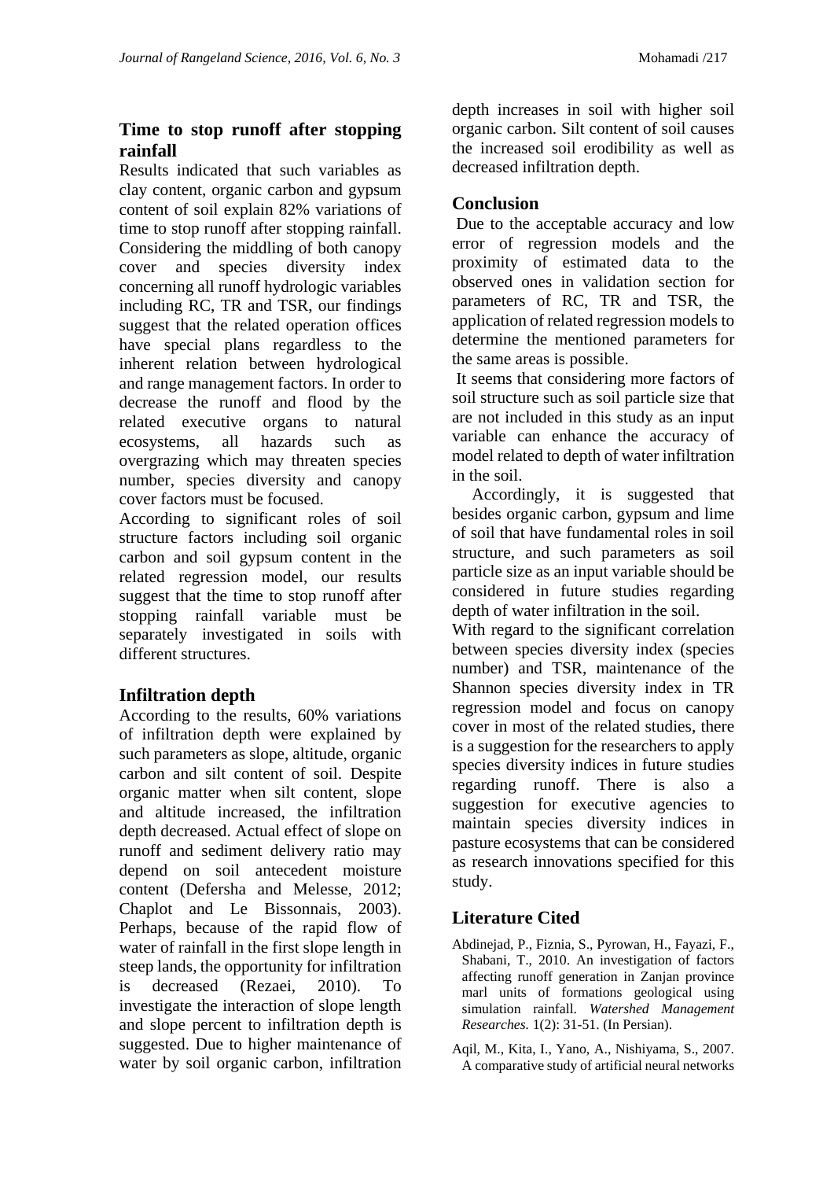### Time to stop runoff after stopping rainfall

Results indicated that such variables as clay content, organic carbon and gypsum content of soil explain 82% variations of time to stop runoff after stopping rainfall. Considering the middling of both canopy cover and species diversity index concerning all runoff hydrologic variables including RC, TR and TSR, our findings suggest that the related operation offices have special plans regardless to the inherent relation between hydrological and range management factors. In order to decrease the runoff and flood by the related executive organs to natural ecosystems, all hazards such as overgrazing which may threaten species number, species diversity and canopy cover factors must be focused.

According to significant roles of soil structure factors including soil organic carbon and soil gypsum content in the related regression model, our results suggest that the time to stop runoff after stopping rainfall variable must be separately investigated in soils with different structures.

### Infiltration depth

According to the results, 60% variations of infiltration depth were explained by such parameters as slope, altitude, organic carbon and silt content of soil. Despite organic matter when silt content, slope and altitude increased, the infiltration depth decreased. Actual effect of slope on runoff and sediment delivery ratio may depend on soil antecedent moisture content (Defersha and Melesse, 2012; Chaplot and Le Bissonnais, 2003). Perhaps, because of the rapid flow of water of rainfall in the first slope length in steep lands, the opportunity for infiltration is decreased (Rezaei, 2010). To investigate the interaction of slope length and slope percent to infiltration depth is suggested. Due to higher maintenance of water by soil organic carbon, infiltration depth increases in soil with higher soil organic carbon. Silt content of soil causes the increased soil erodibility as well as decreased infiltration depth.

## Conclusion

Due to the acceptable accuracy and low error of regression models and the proximity of estimated data to the observed ones in validation section for parameters of RC, TR and TSR, the application of related regression models to determine the mentioned parameters for the same areas is possible.

It seems that considering more factors of soil structure such as soil particle size that are not included in this study as an input variable can enhance the accuracy of model related to depth of water infiltration in the soil.

Accordingly, it is suggested that besides organic carbon, gypsum and lime of soil that have fundamental roles in soil structure, and such parameters as soil particle size as an input variable should be considered in future studies regarding depth of water infiltration in the soil.

With regard to the significant correlation between species diversity index (species number) and TSR, maintenance of the Shannon species diversity index in TR regression model and focus on canopy cover in most of the related studies, there is a suggestion for the researchers to apply species diversity indices in future studies regarding runoff. There is also a suggestion for executive agencies to maintain species diversity indices in pasture ecosystems that can be considered as research innovations specified for this study.

## Literature Cited

Abdinejad, P., Fiznia, S., Pyrowan, H., Fayazi, F., Shabani, T., 2010. An investigation of factors affecting runoff generation in Zanjan province marl units of formations geological using simulation rainfall. *Watershed Management Researches.* 1(2): 31-51. (In Persian).

Aqil, M., Kita, I., Yano, A., Nishiyama, S., 2007. A comparative study of artificial neural networks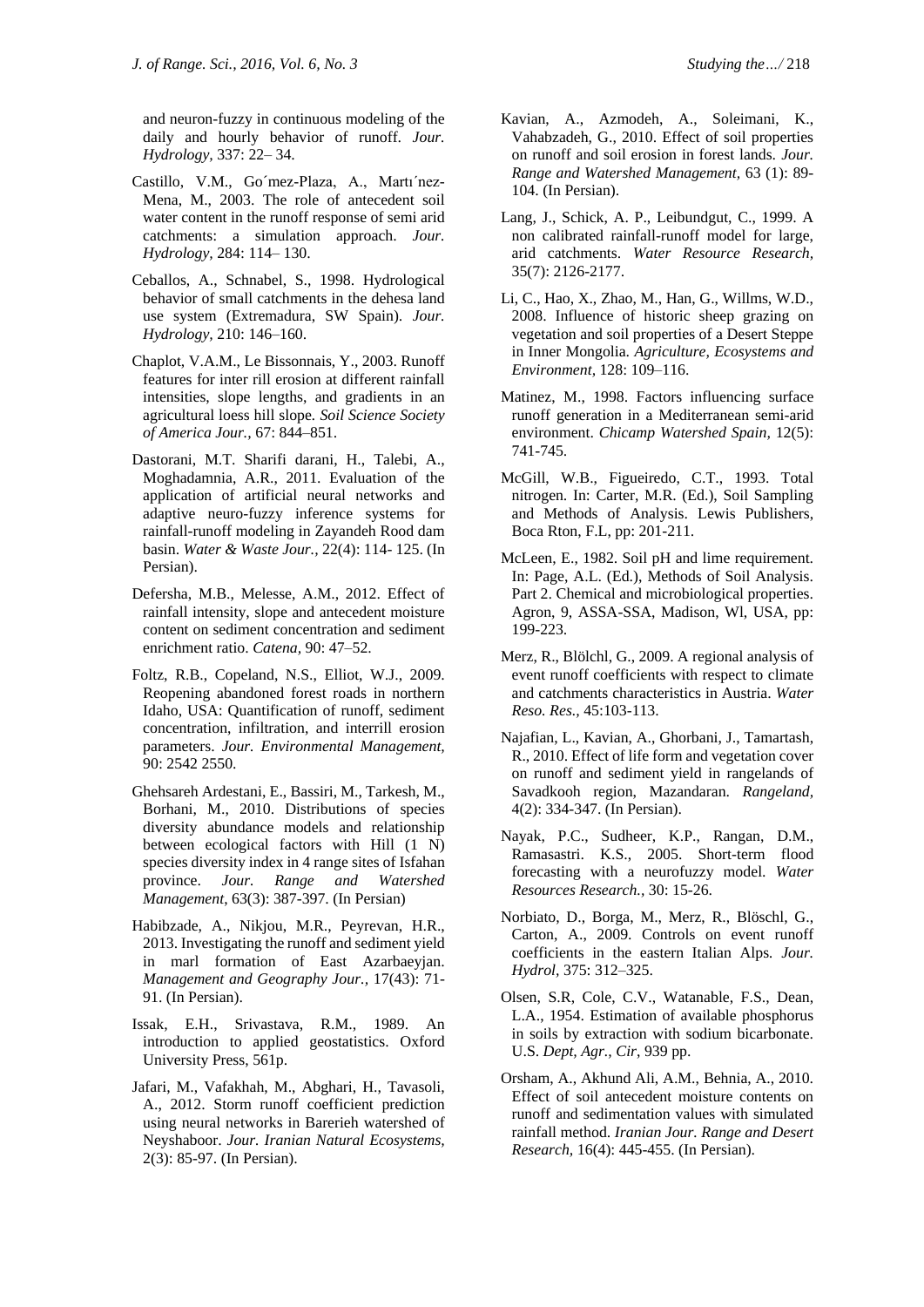and neuron-fuzzy in continuous modeling of the daily and hourly behavior of runoff. *Jour. Hydrology*, 337: 22– 34.

Castillo, V.M., Go´mez-Plaza, A., Martı´nez-Mena, M., 2003. The role of antecedent soil water content in the runoff response of semi arid catchments: a simulation approach. *Jour. Hydrology*, 284: 114– 130.

Ceballos, A., Schnabel, S., 1998. Hydrological behavior of small catchments in the dehesa land use system (Extremadura, SW Spain). *Jour. Hydrology*, 210: 146–160.

Chaplot, V.A.M., Le Bissonnais, Y., 2003. Runoff features for inter rill erosion at different rainfall intensities, slope lengths, and gradients in an agricultural loess hill slope. *Soil Science Society of America Jour.*, 67: 844–851.

Dastorani, M.T. Sharifi darani, H., Talebi, A., Moghadamnia, A.R., 2011. Evaluation of the application of artificial neural networks and adaptive neuro-fuzzy inference systems for rainfall-runoff modeling in Zayandeh Rood dam basin. *Water & Waste Jour.*, 22(4): 114- 125. (In Persian).

Defersha, M.B., Melesse, A.M., 2012. Effect of rainfall intensity, slope and antecedent moisture content on sediment concentration and sediment enrichment ratio. *Catena*, 90: 47–52.

Foltz, R.B., Copeland, N.S., Elliot, W.J., 2009. Reopening abandoned forest roads in northern Idaho, USA: Quantification of runoff, sediment concentration, infiltration, and interrill erosion parameters. *Jour. Environmental Management*, 90: 2542 2550.

Ghehsareh Ardestani, E., Bassiri, M., Tarkesh, M., Borhani, M., 2010. Distributions of species diversity abundance models and relationship between ecological factors with Hill (1 N) species diversity index in 4 range sites of Isfahan province. *Jour. Range and Watershed Management*, 63(3): 387-397. (In Persian)

Habibzade, A., Nikjou, M.R., Peyrevan, H.R., 2013. Investigating the runoff and sediment yield in marl formation of East Azarbaeyjan. *Management and Geography Jour.*, 17(43): 71-91. (In Persian).

Issak, E.H., Srivastava, R.M., 1989. An introduction to applied geostatistics. Oxford University Press, 561p.

Jafari, M., Vafakhah, M., Abghari, H., Tavasoli, A., 2012. Storm runoff coefficient prediction using neural networks in Barerieh watershed of Neyshaboor. *Jour. Iranian Natural Ecosystems*, 2(3): 85-97. (In Persian).

Kavian, A., Azmodeh, A., Soleimani, K., Vahabzadeh, G., 2010. Effect of soil properties on runoff and soil erosion in forest lands. *Jour. Range and Watershed Management*, 63 (1): 89-104. (In Persian).

Lang, J., Schick, A. P., Leibundgut, C., 1999. A non calibrated rainfall-runoff model for large, arid catchments. *Water Resource Research*, 35(7): 2126-2177.

Li, C., Hao, X., Zhao, M., Han, G., Willms, W.D., 2008. Influence of historic sheep grazing on vegetation and soil properties of a Desert Steppe in Inner Mongolia. *Agriculture, Ecosystems and Environment*, 128: 109–116.

Matinez, M., 1998. Factors influencing surface runoff generation in a Mediterranean semi-arid environment. *Chicamp Watershed Spain*, 12(5): 741-745.

McGill, W.B., Figueiredo, C.T., 1993. Total nitrogen. In: Carter, M.R. (Ed.), Soil Sampling and Methods of Analysis. Lewis Publishers, Boca Rton, F.L, pp: 201-211.

McLeen, E., 1982. Soil pH and lime requirement. In: Page, A.L. (Ed.), Methods of Soil Analysis. Part 2. Chemical and microbiological properties. Agron, 9, ASSA-SSA, Madison, Wl, USA, pp: 199-223.

Merz, R., Blölchl, G., 2009. A regional analysis of event runoff coefficients with respect to climate and catchments characteristics in Austria. *Water Reso. Res.*, 45:103-113.

Najafian, L., Kavian, A., Ghorbani, J., Tamartash, R., 2010. Effect of life form and vegetation cover on runoff and sediment yield in rangelands of Savadkooh region, Mazandaran. *Rangeland*, 4(2): 334-347. (In Persian).

Nayak, P.C., Sudheer, K.P., Rangan, D.M., Ramasastri. K.S., 2005. Short-term flood forecasting with a neurofuzzy model. *Water Resources Research.*, 30: 15-26.

Norbiato, D., Borga, M., Merz, R., Blöschl, G., Carton, A., 2009. Controls on event runoff coefficients in the eastern Italian Alps. *Jour. Hydrol*, 375: 312–325.

Olsen, S.R, Cole, C.V., Watanable, F.S., Dean, L.A., 1954. Estimation of available phosphorus in soils by extraction with sodium bicarbonate. U.S. *Dept, Agr., Cir*, 939 pp.

Orsham, A., Akhund Ali, A.M., Behnia, A., 2010. Effect of soil antecedent moisture contents on runoff and sedimentation values with simulated rainfall method. *Iranian Jour. Range and Desert Research*, 16(4): 445-455. (In Persian).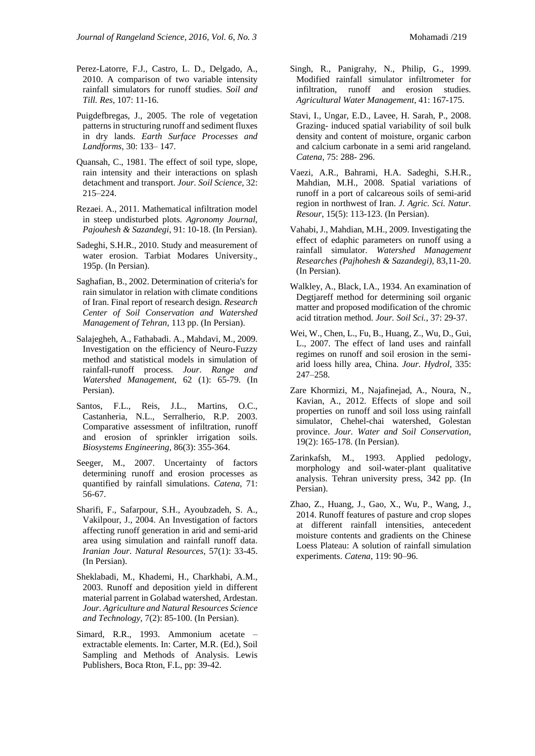Perez-Latorre, F.J., Castro, L. D., Delgado, A., 2010. A comparison of two variable intensity rainfall simulators for runoff studies. *Soil and Till. Res,* 107: 11-16.

Puigdefbregas, J., 2005. The role of vegetation patterns in structuring runoff and sediment fluxes in dry lands. *Earth Surface Processes and Landforms,* 30: 133– 147.

Quansah, C., 1981. The effect of soil type, slope, rain intensity and their interactions on splash detachment and transport. *Jour. Soil Science,* 32: 215–224.

Rezaei. A., 2011. Mathematical infiltration model in steep undisturbed plots. *Agronomy Journal, Pajouhesh & Sazandegi,* 91: 10-18. (In Persian).

Sadeghi, S.H.R., 2010. Study and measurement of water erosion. Tarbiat Modares University., 195p. (In Persian).

Saghafian, B., 2002. Determination of criteria's for rain simulator in relation with climate conditions of Iran. Final report of research design. *Research Center of Soil Conservation and Watershed Management of Tehran,* 113 pp. (In Persian).

Salajegheh, A., Fathabadi. A., Mahdavi, M., 2009. Investigation on the efficiency of Neuro-Fuzzy method and statistical models in simulation of rainfall-runoff process. *Jour. Range and Watershed Management,* 62 (1): 65-79. (In Persian).

Santos, F.L., Reis, J.L., Martins, O.C., Castanheria, N.L., Serralherio, R.P. 2003. Comparative assessment of infiltration, runoff and erosion of sprinkler irrigation soils. *Biosystems Engineering,* 86(3): 355-364.

Seeger, M., 2007. Uncertainty of factors determining runoff and erosion processes as quantified by rainfall simulations. *Catena,* 71: 56-67.

Sharifi, F., Safarpour, S.H., Ayoubzadeh, S. A., Vakilpour, J., 2004. An Investigation of factors affecting runoff generation in arid and semi-arid area using simulation and rainfall runoff data. *Iranian Jour. Natural Resources,* 57(1): 33-45. (In Persian).

Sheklabadi, M., Khademi, H., Charkhabi, A.M., 2003. Runoff and deposition yield in different material parrent in Golabad watershed, Ardestan. *Jour. Agriculture and Natural Resources Science and Technology,* 7(2): 85-100. (In Persian).

Simard, R.R., 1993. Ammonium acetate – extractable elements. In: Carter, M.R. (Ed.), Soil Sampling and Methods of Analysis. Lewis Publishers, Boca Rton, F.L, pp: 39-42.

Singh, R., Panigrahy, N., Philip, G., 1999. Modified rainfall simulator infiltrometer for infiltration, runoff and erosion studies. *Agricultural Water Management,* 41: 167-175.

Stavi, I., Ungar, E.D., Lavee, H. Sarah, P., 2008. Grazing- induced spatial variability of soil bulk density and content of moisture, organic carbon and calcium carbonate in a semi arid rangeland. *Catena,* 75: 288- 296.

Vaezi, A.R., Bahrami, H.A. Sadeghi, S.H.R., Mahdian, M.H., 2008. Spatial variations of runoff in a port of calcareous soils of semi-arid region in northwest of Iran. *J. Agric. Sci. Natur. Resour,* 15(5): 113-123. (In Persian).

Vahabi, J., Mahdian, M.H., 2009. Investigating the effect of edaphic parameters on runoff using a rainfall simulator. *Watershed Management Researches (Pajhohesh & Sazandegi),* 83,11-20. (In Persian).

Walkley, A., Black, I.A., 1934. An examination of Degtjareff method for determining soil organic matter and proposed modification of the chromic acid titration method. *Jour. Soil Sci.,* 37: 29-37.

Wei, W., Chen, L., Fu, B., Huang, Z., Wu, D., Gui, L., 2007. The effect of land uses and rainfall regimes on runoff and soil erosion in the semi-arid loess hilly area, China. *Jour. Hydrol,* 335: 247–258.

Zare Khormizi, M., Najafinejad, A., Noura, N., Kavian, A., 2012. Effects of slope and soil properties on runoff and soil loss using rainfall simulator, Chehel-chai watershed, Golestan province. *Jour. Water and Soil Conservation,* 19(2): 165-178. (In Persian).

Zarinkafsh, M., 1993. Applied pedology, morphology and soil-water-plant qualitative analysis. Tehran university press, 342 pp. (In Persian).

Zhao, Z., Huang, J., Gao, X., Wu, P., Wang, J., 2014. Runoff features of pasture and crop slopes at different rainfall intensities, antecedent moisture contents and gradients on the Chinese Loess Plateau: A solution of rainfall simulation experiments. *Catena,* 119: 90–96.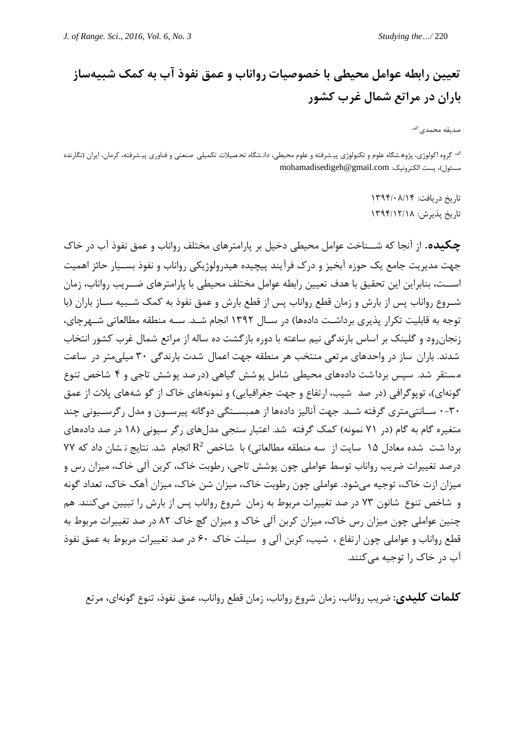# تعیین رابطه عوامل محیطی با خصوصیات رواناب و عمق نفوذ آب به کمک شبیه‌ساز باران در مراتع شمال غرب کشور

صدیقه محمدی [الف]

[الف] گروه اکولوژی، پژوهشگاه علوم و تکنولوژی پیشرفته و علوم محیطی، دانشگاه تحصیلات تکمیلی صنعتی و فناوری پیشرفته، کرمان، ایران (نگارنده مسئول)، پست الکترونیک: mohamadisedigeh@gmail.com

تاریخ دریافت: ۱۳۹۴/۰۸/۱۴

تاریخ پذیرش: ۱۳۹۴/۱۲/۱۸

**چکیده.** از آنجا که شناخت عوامل محیطی دخیل بر پارامترهای مختلف رواناب و عمق نفوذ آب در خاک جهت مدیریت جامع یک حوزه آبخیز و درک فرآیند پیچیده هیدرولوژیکی رواناب و نفوذ بسیار حائز اهمیت است، بنابراین این تحقیق با هدف تعیین رابطه عوامل مختلف محیطی با پارامترهای ضریب رواناب، زمان شروع رواناب پس از بارش و زمان قطع رواناب پس از قطع بارش و عمق نفوذ به کمک شبیه ساز باران (با توجه به قابلیت تکرار پذیری برداشت داده‌ها) در سال ۱۳۹۲ انجام شد. سه منطقه مطالعاتی شهرچای، زنجان‌رود و گلینک بر اساس بارندگی نیم ساعته با دوره بازگشت ده ساله از مراتع شمال غرب کشور انتخاب شدند. باران ساز در واحدهای مرتعی منتخب هر منطقه جهت اعمال شدت بارندگی ۳۰ میلی‌متر در ساعت مستقر شد. سپس برداشت داده‌های محیطی شامل پوشش گیاهی (درصد پوشش تاجی و ۴ شاخص تنوع گونه‌ای)، توپوگرافی (در صد شیب، ارتفاع و جهت جغرافیایی) و نمونه‌های خاک از گو شه‌های پلات از عمق ۳۰-۰ سانتی‌متری گرفته شد. جهت آنالیز داده‌ها از همبستگی دوگانه پیرسون و مدل رگرسیونی چند متغیره گام به گام (در ۷۱ نمونه) کمک گرفته شد. اعتبار سنجی مدل‌های رگر سیونی (۱۸ در صد داده‌های بردا شت شده معادل ۱۵ سایت از سه منطقه مطالعاتی) با شاخص $R^2$ انجام شد. نتایج نشان داد که ۷۷ درصد تغییرات ضریب رواناب توسط عواملی چون پوشش تاجی، رطوبت خاک، کربن آلی خاک، میزان رس و میزان ازت خاک، توجیه می‌شود. عواملی چون رطوبت خاک، میزان شن خاک، میزان آهک خاک، تعداد گونه و شاخص تنوع شانون ۷۳ در صد تغییرات مربوط به زمان شروع رواناب پس از بارش را تبیین می‌کنند. هم چنین عواملی چون میزان رس خاک، میزان کربن آلی خاک و میزان گچ خاک ۸۲ در صد تغییرات مربوط به قطع رواناب و عواملی چون ارتفاع ، شیب، کربن آلی و سیلت خاک ۶۰ در صد تغییرات مربوط به عمق نفوذ آب در خاک را توجیه می‌کنند.

**کلمات کلیدی:** ضریب رواناب، زمان شروع رواناب، زمان قطع رواناب، عمق نفوذ، تنوع گونه‌ای، مرتع